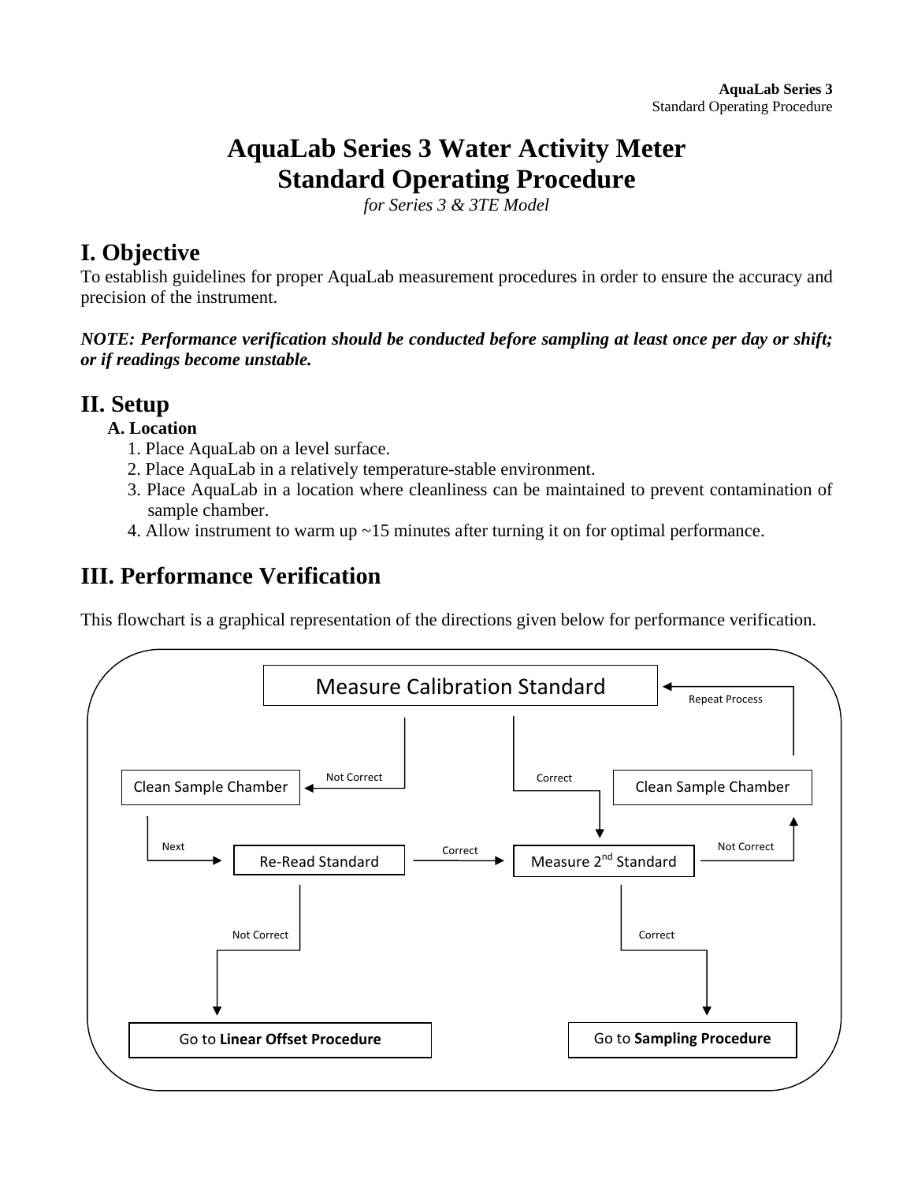# AquaLab Series 3 Water Activity Meter
# Standard Operating Procedure

*for Series 3 & 3TE Model*

## I. Objective

To establish guidelines for proper AquaLab measurement procedures in order to ensure the accuracy and precision of the instrument.

***NOTE: Performance verification should be conducted before sampling at least once per day or shift; or if readings become unstable.***

## II. Setup

### A. Location

1. Place AquaLab on a level surface.
2. Place AquaLab in a relatively temperature-stable environment.
3. Place AquaLab in a location where cleanliness can be maintained to prevent contamination of sample chamber.
4. Allow instrument to warm up ~15 minutes after turning it on for optimal performance.

## III. Performance Verification

This flowchart is a graphical representation of the directions given below for performance verification.

Measure Calibration Standard

- Not Correct → Clean Sample Chamber → Next → Re-Read Standard
  - Re-Read Standard: Correct → Measure 2nd Standard
  - Re-Read Standard: Not Correct → Go to **Linear Offset Procedure**
- Correct → Measure 2nd Standard
  - Measure 2nd Standard: Correct → Go to **Sampling Procedure**
  - Measure 2nd Standard: Not Correct → Clean Sample Chamber → Repeat Process → Measure Calibration Standard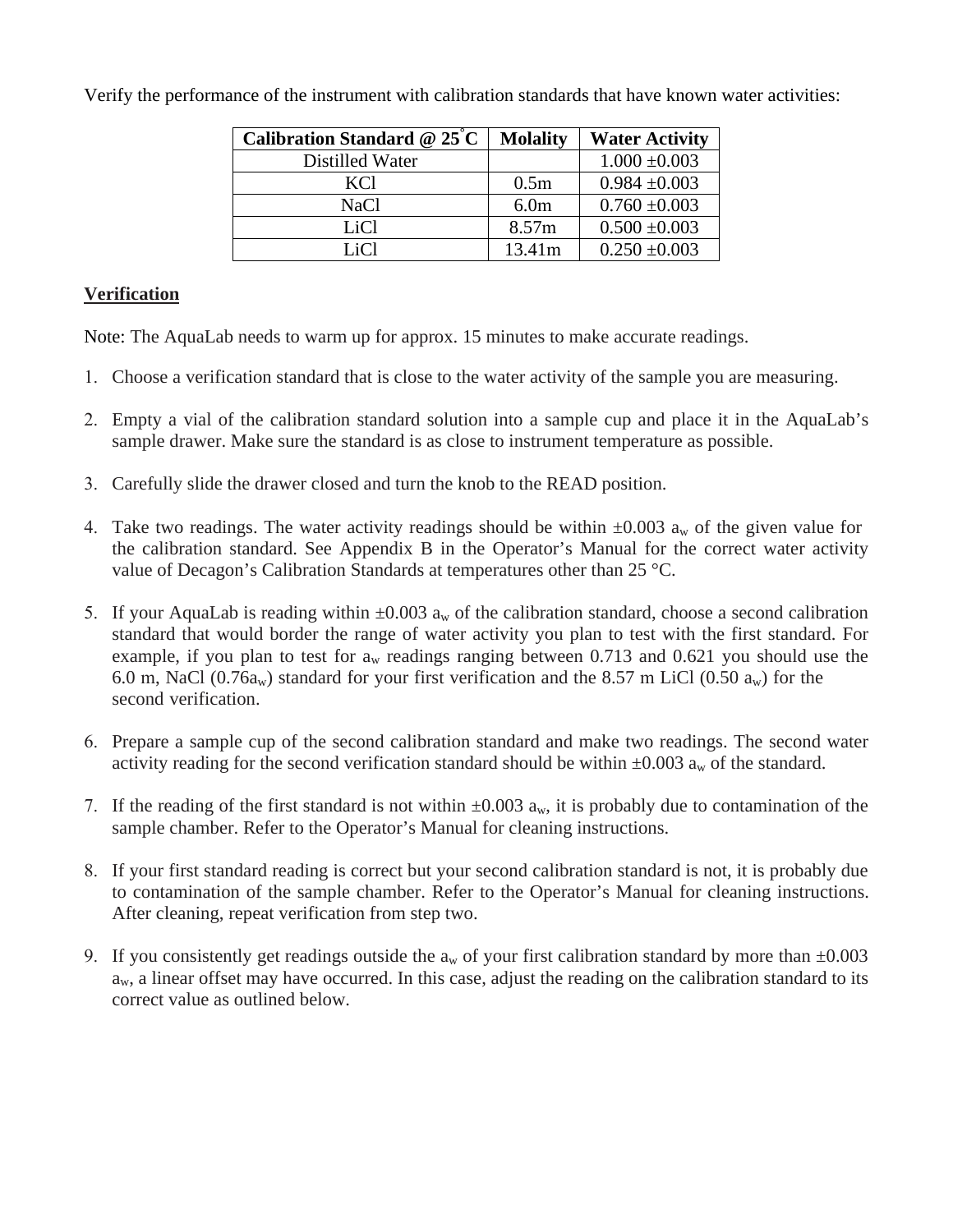Verify the performance of the instrument with calibration standards that have known water activities:

| Calibration Standard @ 25°C | Molality | Water Activity |
|---|---|---|
| Distilled Water | | 1.000 ±0.003 |
| KCl | 0.5m | 0.984 ±0.003 |
| NaCl | 6.0m | 0.760 ±0.003 |
| LiCl | 8.57m | 0.500 ±0.003 |
| LiCl | 13.41m | 0.250 ±0.003 |

**Verification**

Note: The AquaLab needs to warm up for approx. 15 minutes to make accurate readings.

1. Choose a verification standard that is close to the water activity of the sample you are measuring.
2. Empty a vial of the calibration standard solution into a sample cup and place it in the AquaLab's sample drawer. Make sure the standard is as close to instrument temperature as possible.
3. Carefully slide the drawer closed and turn the knob to the READ position.
4. Take two readings. The water activity readings should be within ±0.003 $a_w$ of the given value for the calibration standard. See Appendix B in the Operator's Manual for the correct water activity value of Decagon's Calibration Standards at temperatures other than 25 °C.
5. If your AquaLab is reading within ±0.003 $a_w$ of the calibration standard, choose a second calibration standard that would border the range of water activity you plan to test with the first standard. For example, if you plan to test for $a_w$ readings ranging between 0.713 and 0.621 you should use the 6.0 m, NaCl (0.76$a_w$) standard for your first verification and the 8.57 m LiCl (0.50 $a_w$) for the second verification.
6. Prepare a sample cup of the second calibration standard and make two readings. The second water activity reading for the second verification standard should be within ±0.003 $a_w$ of the standard.
7. If the reading of the first standard is not within ±0.003 $a_w$, it is probably due to contamination of the sample chamber. Refer to the Operator's Manual for cleaning instructions.
8. If your first standard reading is correct but your second calibration standard is not, it is probably due to contamination of the sample chamber. Refer to the Operator's Manual for cleaning instructions. After cleaning, repeat verification from step two.
9. If you consistently get readings outside the $a_w$ of your first calibration standard by more than ±0.003 $a_w$, a linear offset may have occurred. In this case, adjust the reading on the calibration standard to its correct value as outlined below.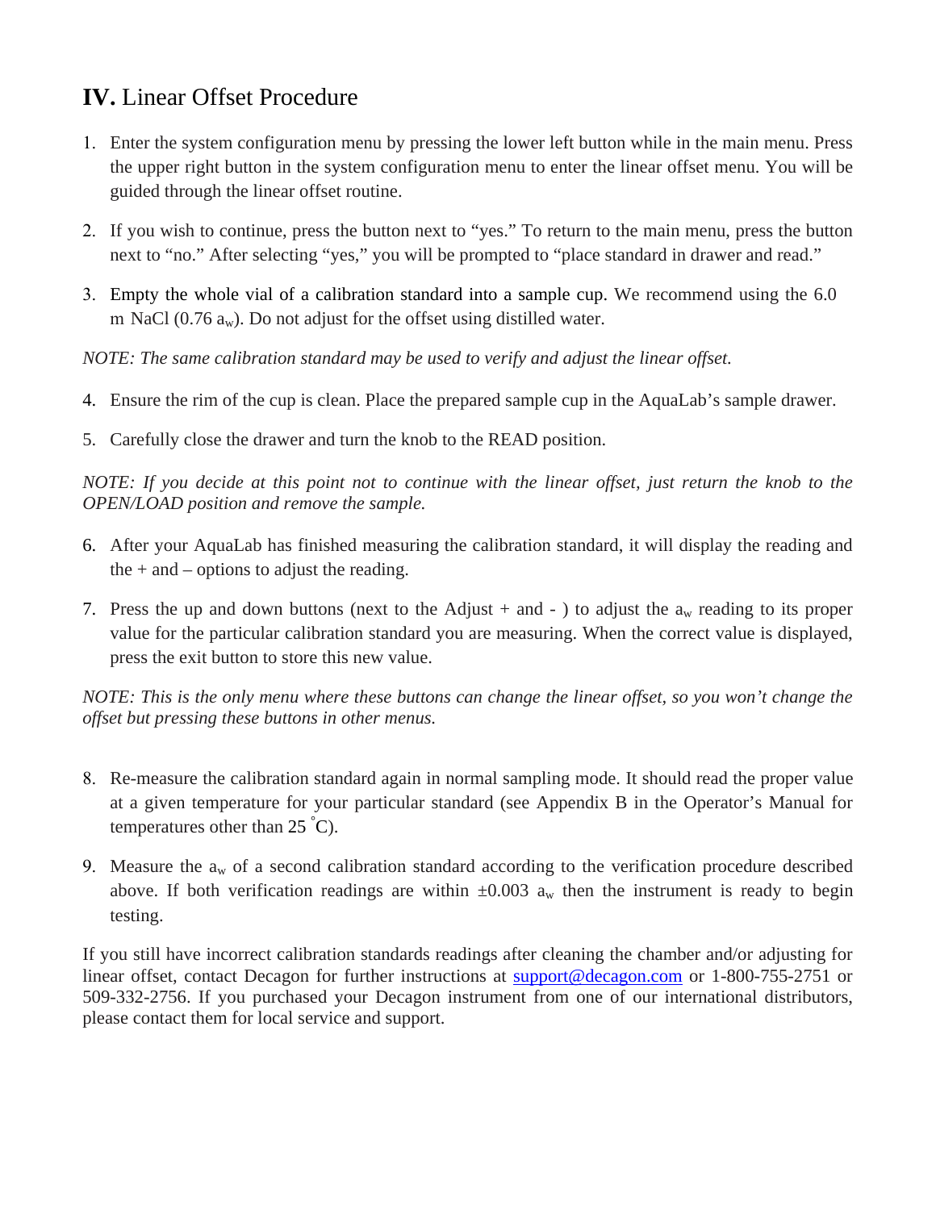## **IV.** Linear Offset Procedure

1. Enter the system configuration menu by pressing the lower left button while in the main menu. Press the upper right button in the system configuration menu to enter the linear offset menu. You will be guided through the linear offset routine.

2. If you wish to continue, press the button next to "yes." To return to the main menu, press the button next to "no." After selecting "yes," you will be prompted to "place standard in drawer and read."

3. Empty the whole vial of a calibration standard into a sample cup. We recommend using the 6.0 m NaCl (0.76 $a_w$). Do not adjust for the offset using distilled water.

*NOTE: The same calibration standard may be used to verify and adjust the linear offset.*

4. Ensure the rim of the cup is clean. Place the prepared sample cup in the AquaLab's sample drawer.

5. Carefully close the drawer and turn the knob to the READ position.

*NOTE: If you decide at this point not to continue with the linear offset, just return the knob to the OPEN/LOAD position and remove the sample.*

6. After your AquaLab has finished measuring the calibration standard, it will display the reading and the + and – options to adjust the reading.

7. Press the up and down buttons (next to the Adjust + and - ) to adjust the $a_w$ reading to its proper value for the particular calibration standard you are measuring. When the correct value is displayed, press the exit button to store this new value.

*NOTE: This is the only menu where these buttons can change the linear offset, so you won't change the offset but pressing these buttons in other menus.*

8. Re-measure the calibration standard again in normal sampling mode. It should read the proper value at a given temperature for your particular standard (see Appendix B in the Operator's Manual for temperatures other than 25 °C).

9. Measure the $a_w$ of a second calibration standard according to the verification procedure described above. If both verification readings are within ±0.003 $a_w$ then the instrument is ready to begin testing.

If you still have incorrect calibration standards readings after cleaning the chamber and/or adjusting for linear offset, contact Decagon for further instructions at support@decagon.com or 1-800-755-2751 or 509-332-2756. If you purchased your Decagon instrument from one of our international distributors, please contact them for local service and support.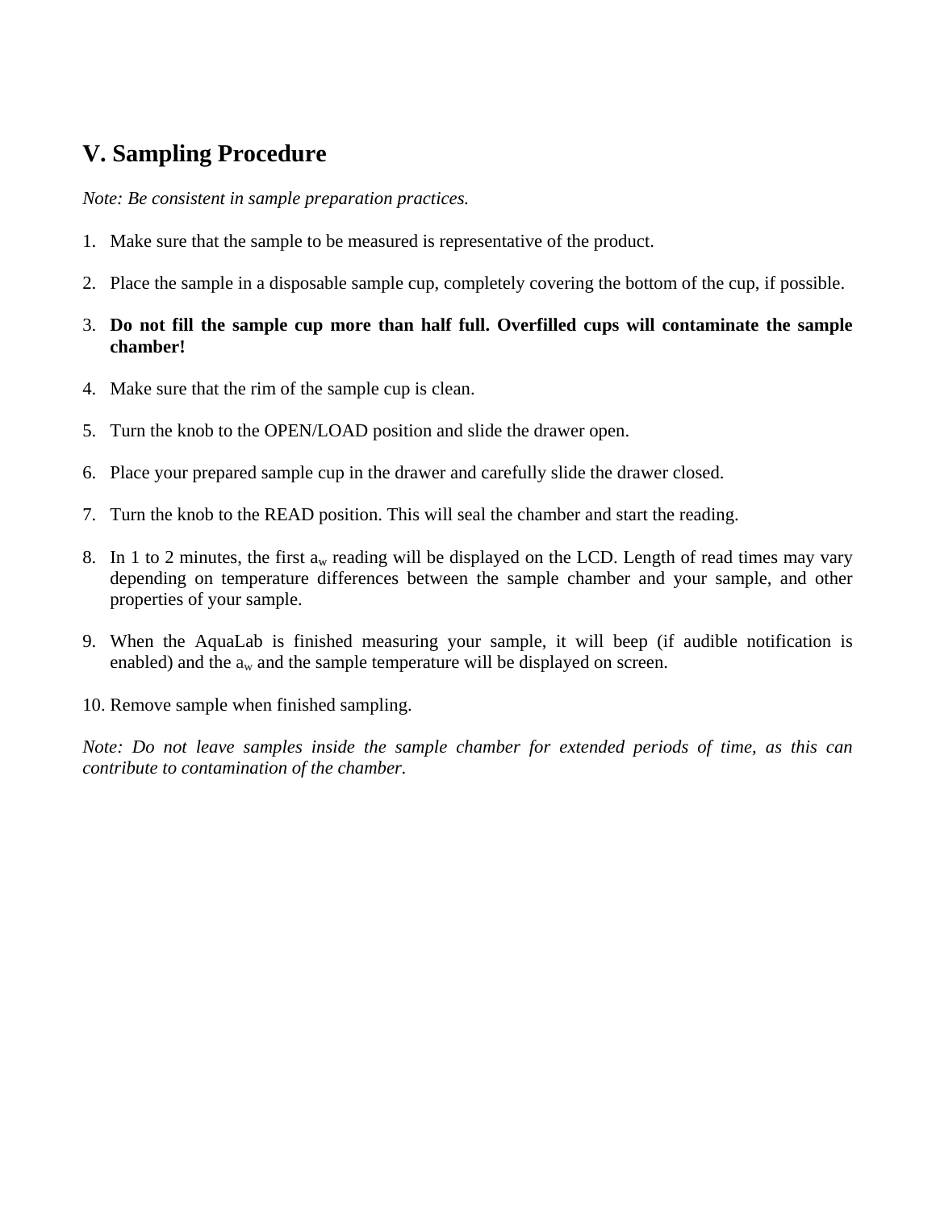## V. Sampling Procedure

*Note: Be consistent in sample preparation practices.*

1. Make sure that the sample to be measured is representative of the product.

2. Place the sample in a disposable sample cup, completely covering the bottom of the cup, if possible.

3. **Do not fill the sample cup more than half full. Overfilled cups will contaminate the sample chamber!**

4. Make sure that the rim of the sample cup is clean.

5. Turn the knob to the OPEN/LOAD position and slide the drawer open.

6. Place your prepared sample cup in the drawer and carefully slide the drawer closed.

7. Turn the knob to the READ position. This will seal the chamber and start the reading.

8. In 1 to 2 minutes, the first $a_w$ reading will be displayed on the LCD. Length of read times may vary depending on temperature differences between the sample chamber and your sample, and other properties of your sample.

9. When the AquaLab is finished measuring your sample, it will beep (if audible notification is enabled) and the $a_w$ and the sample temperature will be displayed on screen.

10. Remove sample when finished sampling.

*Note: Do not leave samples inside the sample chamber for extended periods of time, as this can contribute to contamination of the chamber.*